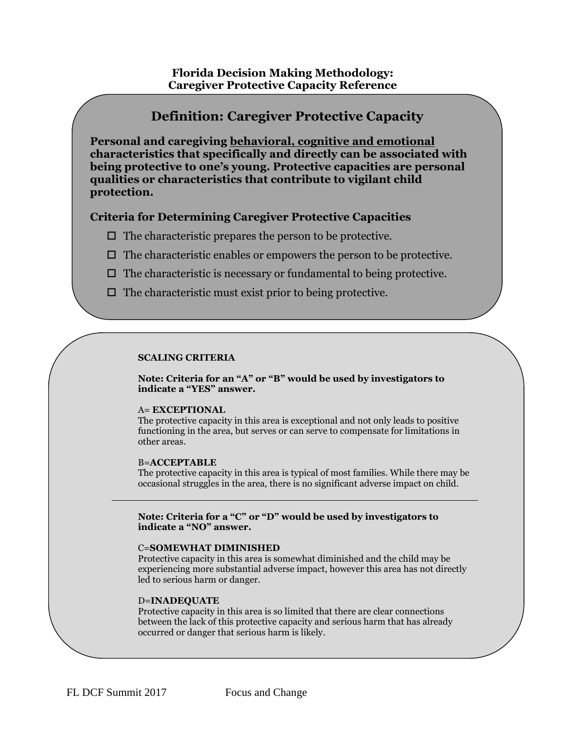# Florida Decision Making Methodology: Caregiver Protective Capacity Reference

## Definition: Caregiver Protective Capacity

**Personal and caregiving behavioral, cognitive and emotional characteristics that specifically and directly can be associated with being protective to one's young. Protective capacities are personal qualities or characteristics that contribute to vigilant child protection.**

### Criteria for Determining Caregiver Protective Capacities

- ☐ The characteristic prepares the person to be protective.
- ☐ The characteristic enables or empowers the person to be protective.
- ☐ The characteristic is necessary or fundamental to being protective.
- ☐ The characteristic must exist prior to being protective.

**SCALING CRITERIA**

**Note: Criteria for an "A" or "B" would be used by investigators to indicate a "YES" answer.**

A= **EXCEPTIONAL**
The protective capacity in this area is exceptional and not only leads to positive functioning in the area, but serves or can serve to compensate for limitations in other areas.

B=**ACCEPTABLE**
The protective capacity in this area is typical of most families. While there may be occasional struggles in the area, there is no significant adverse impact on child.

---

**Note: Criteria for a "C" or "D" would be used by investigators to indicate a "NO" answer.**

C=**SOMEWHAT DIMINISHED**
Protective capacity in this area is somewhat diminished and the child may be experiencing more substantial adverse impact, however this area has not directly led to serious harm or danger.

D=**INADEQUATE**
Protective capacity in this area is so limited that there are clear connections between the lack of this protective capacity and serious harm that has already occurred or danger that serious harm is likely.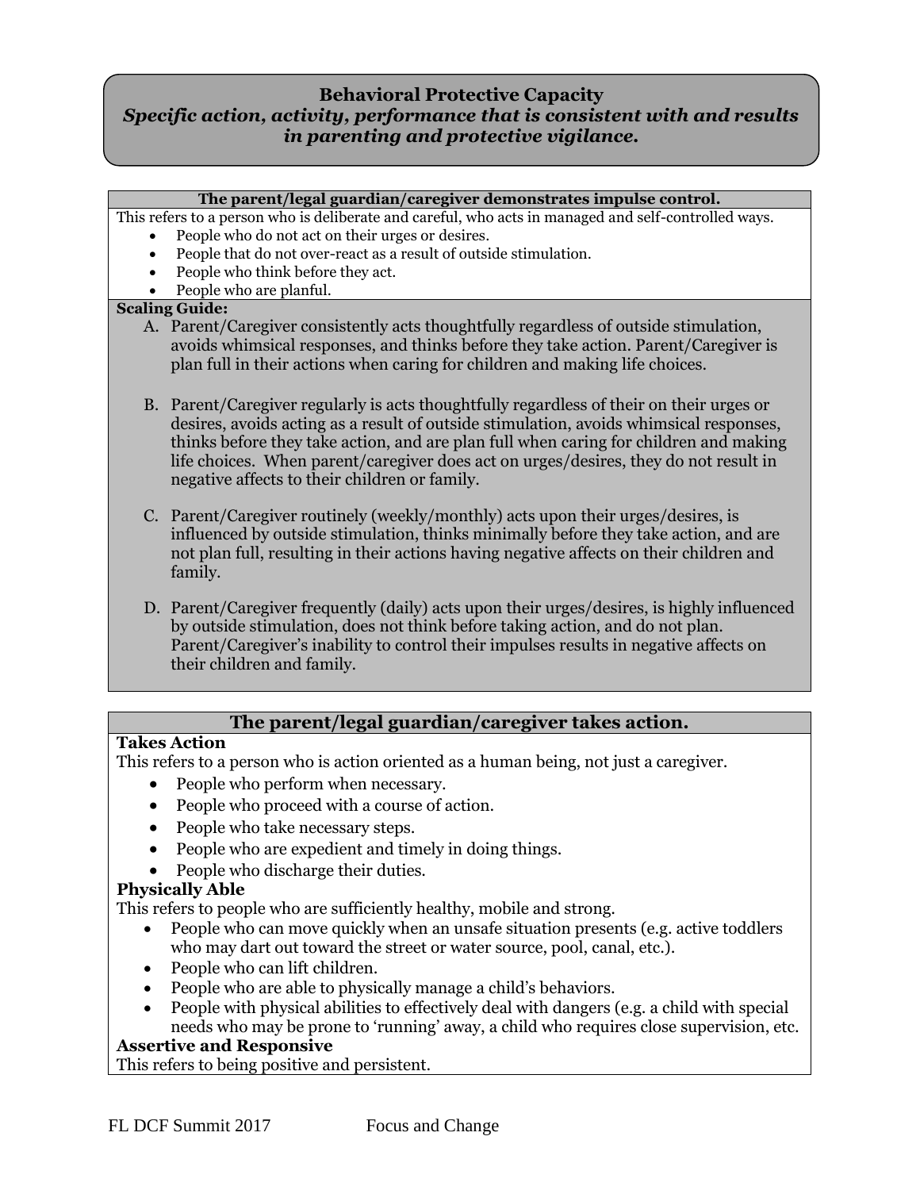## Behavioral Protective Capacity

***Specific action, activity, performance that is consistent with and results in parenting and protective vigilance.***

**The parent/legal guardian/caregiver demonstrates impulse control.**

This refers to a person who is deliberate and careful, who acts in managed and self-controlled ways.

- People who do not act on their urges or desires.
- People that do not over-react as a result of outside stimulation.
- People who think before they act.
- People who are planful.

**Scaling Guide:**

A. Parent/Caregiver consistently acts thoughtfully regardless of outside stimulation, avoids whimsical responses, and thinks before they take action. Parent/Caregiver is plan full in their actions when caring for children and making life choices.

B. Parent/Caregiver regularly is acts thoughtfully regardless of their on their urges or desires, avoids acting as a result of outside stimulation, avoids whimsical responses, thinks before they take action, and are plan full when caring for children and making life choices. When parent/caregiver does act on urges/desires, they do not result in negative affects to their children or family.

C. Parent/Caregiver routinely (weekly/monthly) acts upon their urges/desires, is influenced by outside stimulation, thinks minimally before they take action, and are not plan full, resulting in their actions having negative affects on their children and family.

D. Parent/Caregiver frequently (daily) acts upon their urges/desires, is highly influenced by outside stimulation, does not think before taking action, and do not plan. Parent/Caregiver's inability to control their impulses results in negative affects on their children and family.

### The parent/legal guardian/caregiver takes action.

**Takes Action**

This refers to a person who is action oriented as a human being, not just a caregiver.

- People who perform when necessary.
- People who proceed with a course of action.
- People who take necessary steps.
- People who are expedient and timely in doing things.
- People who discharge their duties.

**Physically Able**

This refers to people who are sufficiently healthy, mobile and strong.

- People who can move quickly when an unsafe situation presents (e.g. active toddlers who may dart out toward the street or water source, pool, canal, etc.).
- People who can lift children.
- People who are able to physically manage a child's behaviors.
- People with physical abilities to effectively deal with dangers (e.g. a child with special needs who may be prone to 'running' away, a child who requires close supervision, etc.

**Assertive and Responsive**

This refers to being positive and persistent.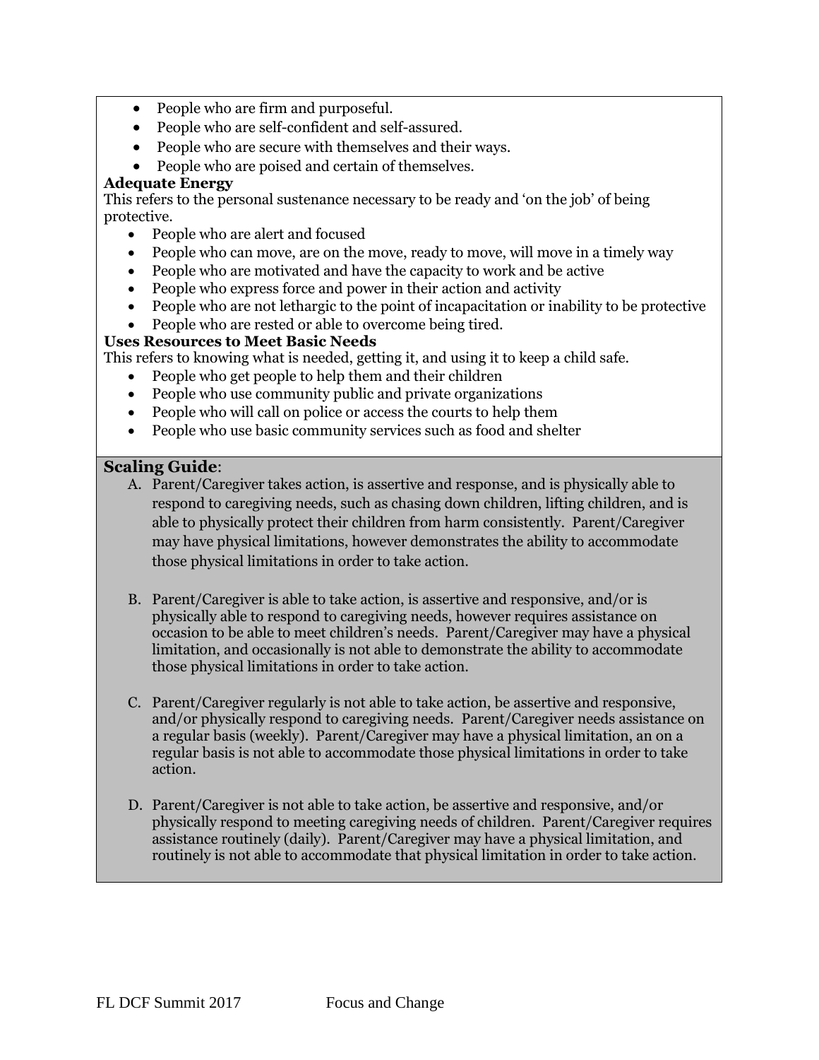- People who are firm and purposeful.
- People who are self-confident and self-assured.
- People who are secure with themselves and their ways.
- People who are poised and certain of themselves.

**Adequate Energy**

This refers to the personal sustenance necessary to be ready and 'on the job' of being protective.

- People who are alert and focused
- People who can move, are on the move, ready to move, will move in a timely way
- People who are motivated and have the capacity to work and be active
- People who express force and power in their action and activity
- People who are not lethargic to the point of incapacitation or inability to be protective
- People who are rested or able to overcome being tired.

**Uses Resources to Meet Basic Needs**

This refers to knowing what is needed, getting it, and using it to keep a child safe.

- People who get people to help them and their children
- People who use community public and private organizations
- People who will call on police or access the courts to help them
- People who use basic community services such as food and shelter

**Scaling Guide**:

A. Parent/Caregiver takes action, is assertive and response, and is physically able to respond to caregiving needs, such as chasing down children, lifting children, and is able to physically protect their children from harm consistently. Parent/Caregiver may have physical limitations, however demonstrates the ability to accommodate those physical limitations in order to take action.

B. Parent/Caregiver is able to take action, is assertive and responsive, and/or is physically able to respond to caregiving needs, however requires assistance on occasion to be able to meet children's needs. Parent/Caregiver may have a physical limitation, and occasionally is not able to demonstrate the ability to accommodate those physical limitations in order to take action.

C. Parent/Caregiver regularly is not able to take action, be assertive and responsive, and/or physically respond to caregiving needs. Parent/Caregiver needs assistance on a regular basis (weekly). Parent/Caregiver may have a physical limitation, an on a regular basis is not able to accommodate those physical limitations in order to take action.

D. Parent/Caregiver is not able to take action, be assertive and responsive, and/or physically respond to meeting caregiving needs of children. Parent/Caregiver requires assistance routinely (daily). Parent/Caregiver may have a physical limitation, and routinely is not able to accommodate that physical limitation in order to take action.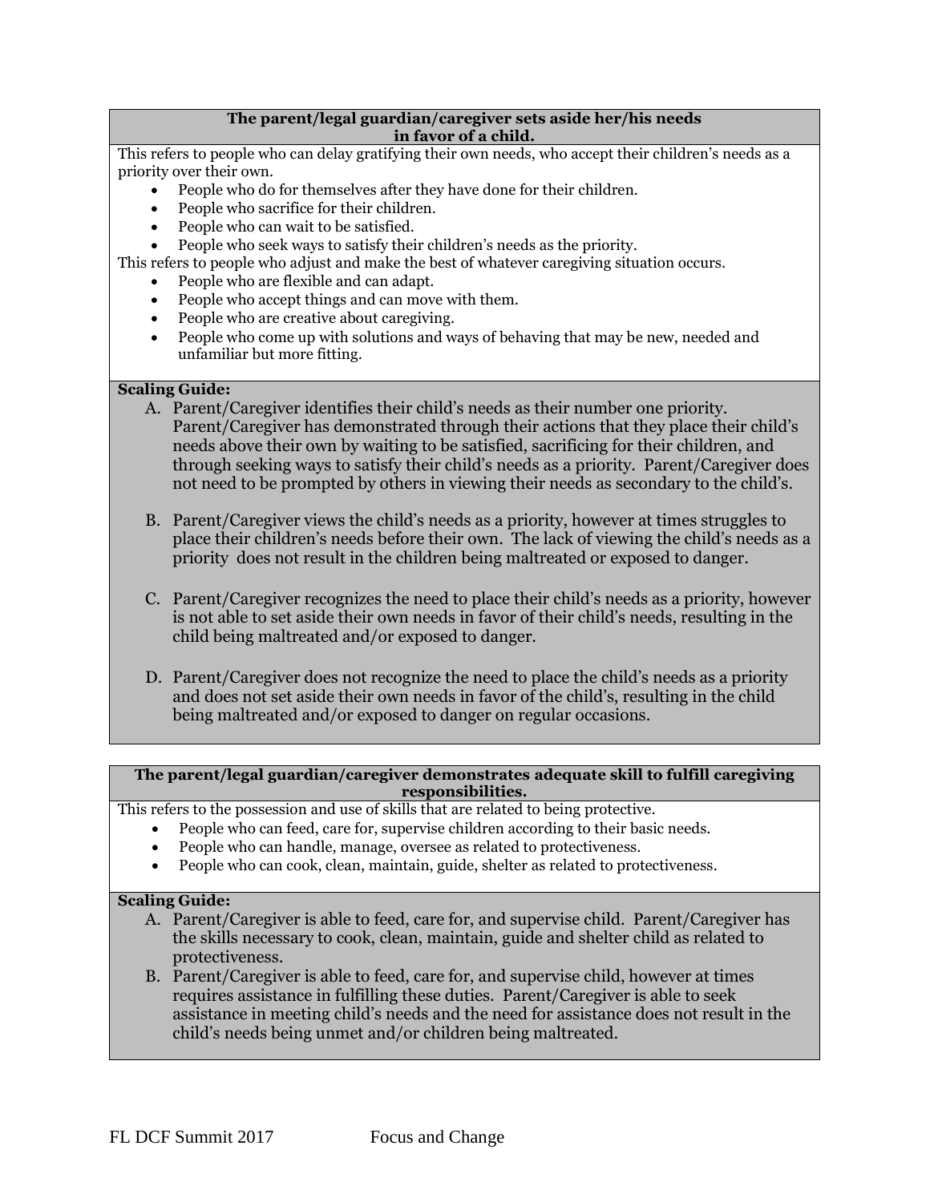**The parent/legal guardian/caregiver sets aside her/his needs in favor of a child.**

This refers to people who can delay gratifying their own needs, who accept their children's needs as a priority over their own.

- People who do for themselves after they have done for their children.
- People who sacrifice for their children.
- People who can wait to be satisfied.
- People who seek ways to satisfy their children's needs as the priority.

This refers to people who adjust and make the best of whatever caregiving situation occurs.

- People who are flexible and can adapt.
- People who accept things and can move with them.
- People who are creative about caregiving.
- People who come up with solutions and ways of behaving that may be new, needed and unfamiliar but more fitting.

**Scaling Guide:**

A. Parent/Caregiver identifies their child's needs as their number one priority. Parent/Caregiver has demonstrated through their actions that they place their child's needs above their own by waiting to be satisfied, sacrificing for their children, and through seeking ways to satisfy their child's needs as a priority. Parent/Caregiver does not need to be prompted by others in viewing their needs as secondary to the child's.

B. Parent/Caregiver views the child's needs as a priority, however at times struggles to place their children's needs before their own. The lack of viewing the child's needs as a priority does not result in the children being maltreated or exposed to danger.

C. Parent/Caregiver recognizes the need to place their child's needs as a priority, however is not able to set aside their own needs in favor of their child's needs, resulting in the child being maltreated and/or exposed to danger.

D. Parent/Caregiver does not recognize the need to place the child's needs as a priority and does not set aside their own needs in favor of the child's, resulting in the child being maltreated and/or exposed to danger on regular occasions.

**The parent/legal guardian/caregiver demonstrates adequate skill to fulfill caregiving responsibilities.**

This refers to the possession and use of skills that are related to being protective.

- People who can feed, care for, supervise children according to their basic needs.
- People who can handle, manage, oversee as related to protectiveness.
- People who can cook, clean, maintain, guide, shelter as related to protectiveness.

**Scaling Guide:**

A. Parent/Caregiver is able to feed, care for, and supervise child. Parent/Caregiver has the skills necessary to cook, clean, maintain, guide and shelter child as related to protectiveness.

B. Parent/Caregiver is able to feed, care for, and supervise child, however at times requires assistance in fulfilling these duties. Parent/Caregiver is able to seek assistance in meeting child's needs and the need for assistance does not result in the child's needs being unmet and/or children being maltreated.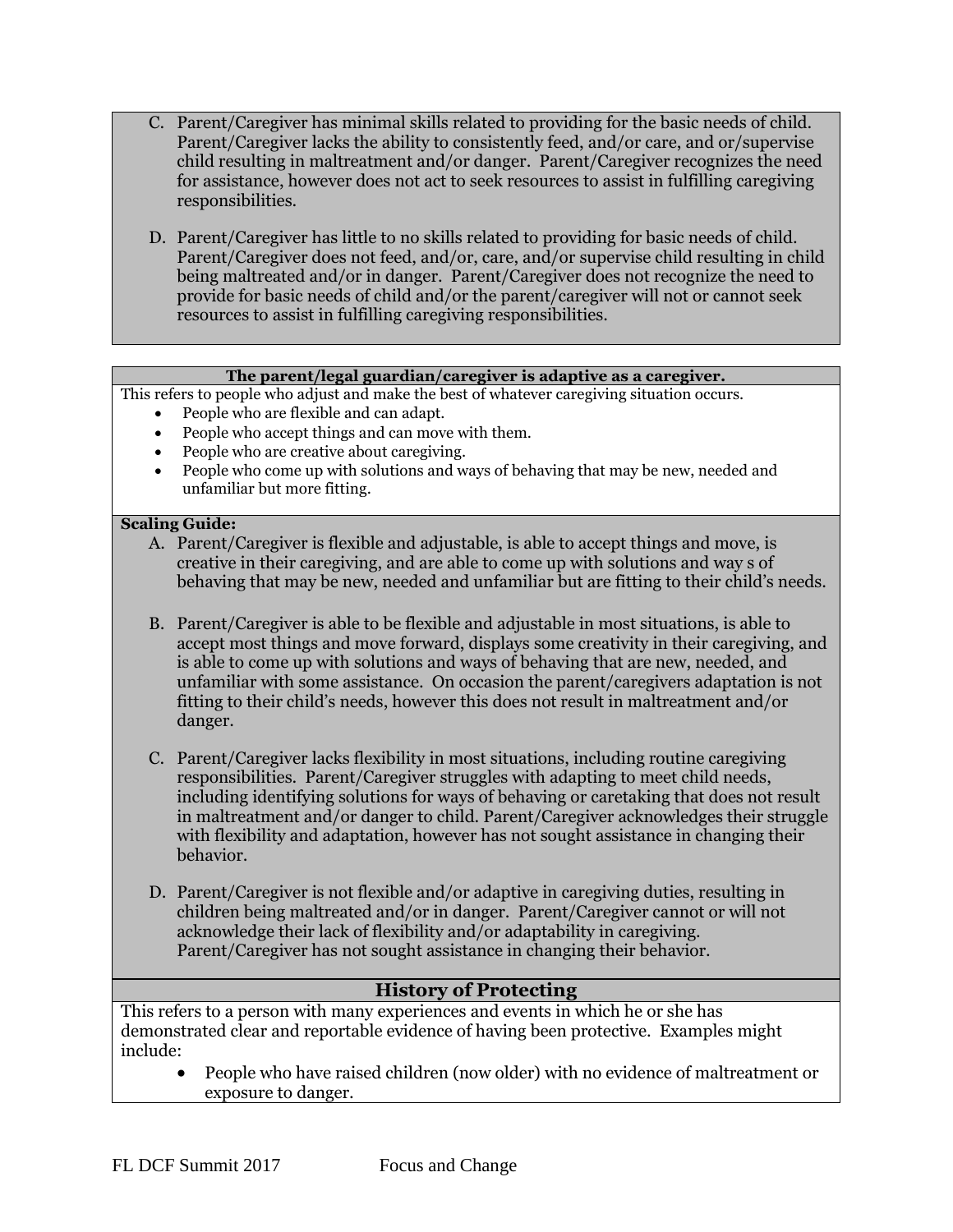C. Parent/Caregiver has minimal skills related to providing for the basic needs of child. Parent/Caregiver lacks the ability to consistently feed, and/or care, and or/supervise child resulting in maltreatment and/or danger. Parent/Caregiver recognizes the need for assistance, however does not act to seek resources to assist in fulfilling caregiving responsibilities.

D. Parent/Caregiver has little to no skills related to providing for basic needs of child. Parent/Caregiver does not feed, and/or, care, and/or supervise child resulting in child being maltreated and/or in danger. Parent/Caregiver does not recognize the need to provide for basic needs of child and/or the parent/caregiver will not or cannot seek resources to assist in fulfilling caregiving responsibilities.

**The parent/legal guardian/caregiver is adaptive as a caregiver.**

This refers to people who adjust and make the best of whatever caregiving situation occurs.

- People who are flexible and can adapt.
- People who accept things and can move with them.
- People who are creative about caregiving.
- People who come up with solutions and ways of behaving that may be new, needed and unfamiliar but more fitting.

**Scaling Guide:**

A. Parent/Caregiver is flexible and adjustable, is able to accept things and move, is creative in their caregiving, and are able to come up with solutions and way s of behaving that may be new, needed and unfamiliar but are fitting to their child's needs.

B. Parent/Caregiver is able to be flexible and adjustable in most situations, is able to accept most things and move forward, displays some creativity in their caregiving, and is able to come up with solutions and ways of behaving that are new, needed, and unfamiliar with some assistance. On occasion the parent/caregivers adaptation is not fitting to their child's needs, however this does not result in maltreatment and/or danger.

C. Parent/Caregiver lacks flexibility in most situations, including routine caregiving responsibilities. Parent/Caregiver struggles with adapting to meet child needs, including identifying solutions for ways of behaving or caretaking that does not result in maltreatment and/or danger to child. Parent/Caregiver acknowledges their struggle with flexibility and adaptation, however has not sought assistance in changing their behavior.

D. Parent/Caregiver is not flexible and/or adaptive in caregiving duties, resulting in children being maltreated and/or in danger. Parent/Caregiver cannot or will not acknowledge their lack of flexibility and/or adaptability in caregiving. Parent/Caregiver has not sought assistance in changing their behavior.

## History of Protecting

This refers to a person with many experiences and events in which he or she has demonstrated clear and reportable evidence of having been protective. Examples might include:

- People who have raised children (now older) with no evidence of maltreatment or exposure to danger.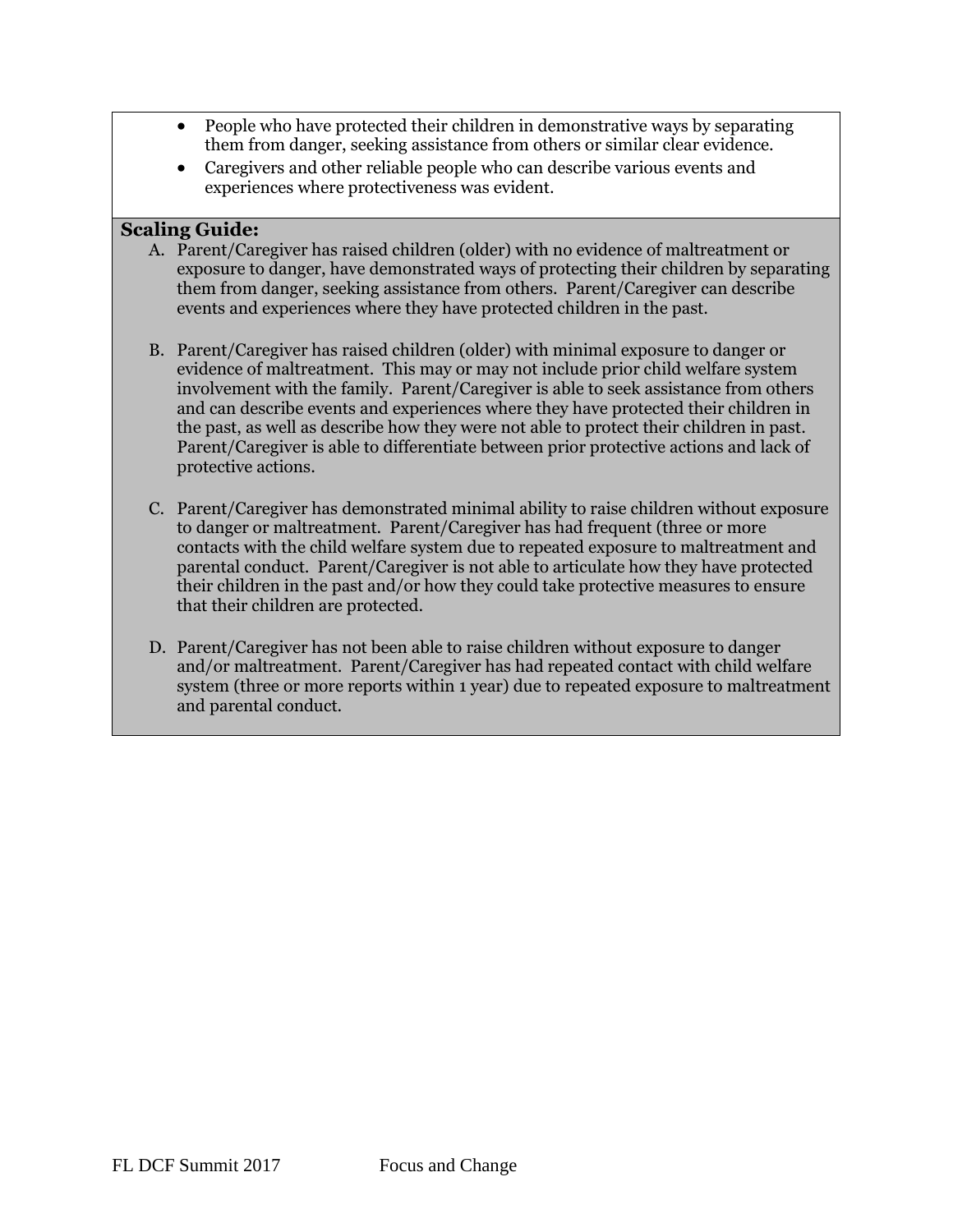- People who have protected their children in demonstrative ways by separating them from danger, seeking assistance from others or similar clear evidence.
- Caregivers and other reliable people who can describe various events and experiences where protectiveness was evident.

**Scaling Guide:**

A. Parent/Caregiver has raised children (older) with no evidence of maltreatment or exposure to danger, have demonstrated ways of protecting their children by separating them from danger, seeking assistance from others. Parent/Caregiver can describe events and experiences where they have protected children in the past.

B. Parent/Caregiver has raised children (older) with minimal exposure to danger or evidence of maltreatment. This may or may not include prior child welfare system involvement with the family. Parent/Caregiver is able to seek assistance from others and can describe events and experiences where they have protected their children in the past, as well as describe how they were not able to protect their children in past. Parent/Caregiver is able to differentiate between prior protective actions and lack of protective actions.

C. Parent/Caregiver has demonstrated minimal ability to raise children without exposure to danger or maltreatment. Parent/Caregiver has had frequent (three or more contacts with the child welfare system due to repeated exposure to maltreatment and parental conduct. Parent/Caregiver is not able to articulate how they have protected their children in the past and/or how they could take protective measures to ensure that their children are protected.

D. Parent/Caregiver has not been able to raise children without exposure to danger and/or maltreatment. Parent/Caregiver has had repeated contact with child welfare system (three or more reports within 1 year) due to repeated exposure to maltreatment and parental conduct.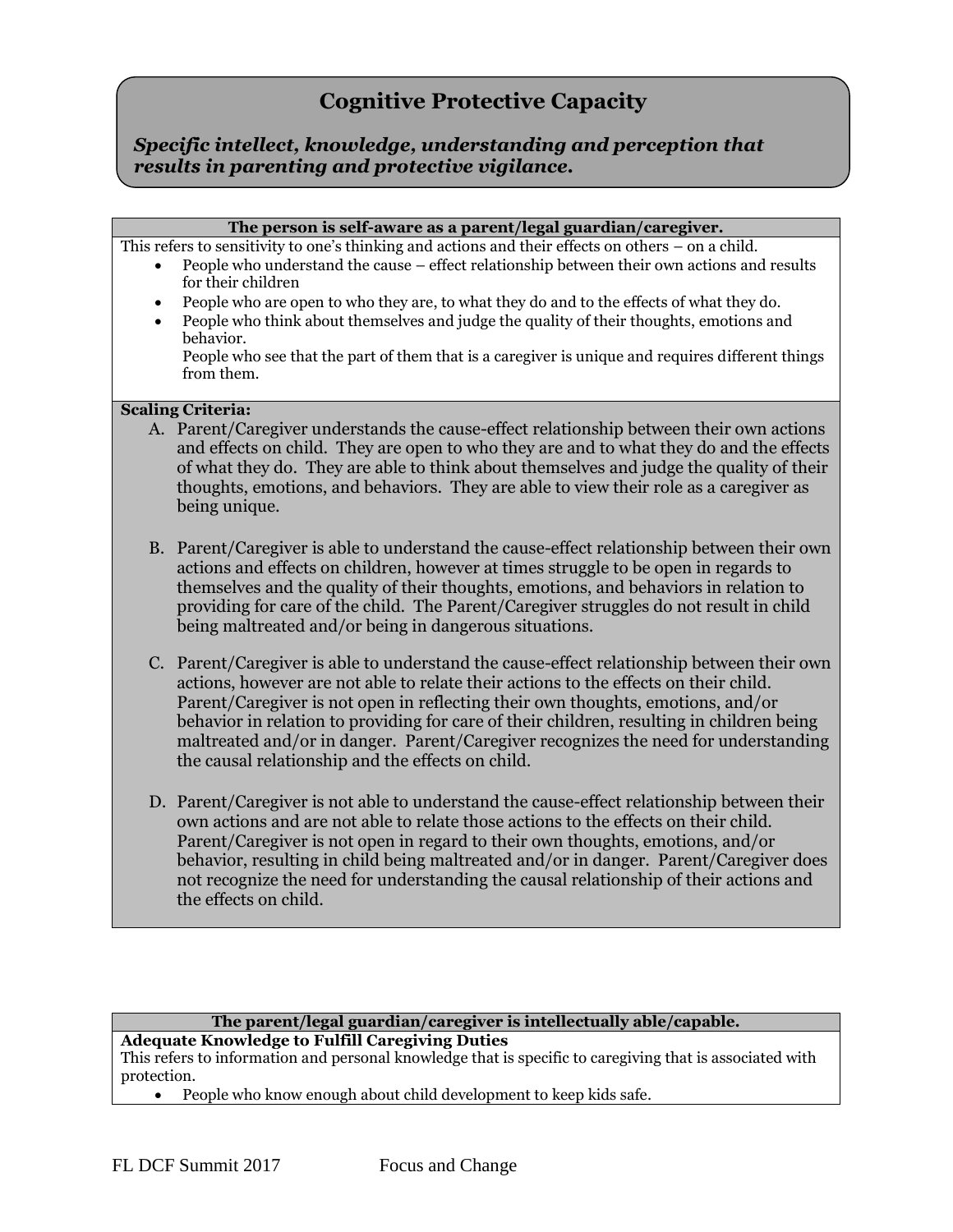# Cognitive Protective Capacity

***Specific intellect, knowledge, understanding and perception that results in parenting and protective vigilance.***

**The person is self-aware as a parent/legal guardian/caregiver.**

This refers to sensitivity to one's thinking and actions and their effects on others – on a child.

- People who understand the cause – effect relationship between their own actions and results for their children
- People who are open to who they are, to what they do and to the effects of what they do.
- People who think about themselves and judge the quality of their thoughts, emotions and behavior.
  People who see that the part of them that is a caregiver is unique and requires different things from them.

**Scaling Criteria:**

A. Parent/Caregiver understands the cause-effect relationship between their own actions and effects on child. They are open to who they are and to what they do and the effects of what they do. They are able to think about themselves and judge the quality of their thoughts, emotions, and behaviors. They are able to view their role as a caregiver as being unique.

B. Parent/Caregiver is able to understand the cause-effect relationship between their own actions and effects on children, however at times struggle to be open in regards to themselves and the quality of their thoughts, emotions, and behaviors in relation to providing for care of the child. The Parent/Caregiver struggles do not result in child being maltreated and/or being in dangerous situations.

C. Parent/Caregiver is able to understand the cause-effect relationship between their own actions, however are not able to relate their actions to the effects on their child. Parent/Caregiver is not open in reflecting their own thoughts, emotions, and/or behavior in relation to providing for care of their children, resulting in children being maltreated and/or in danger. Parent/Caregiver recognizes the need for understanding the causal relationship and the effects on child.

D. Parent/Caregiver is not able to understand the cause-effect relationship between their own actions and are not able to relate those actions to the effects on their child. Parent/Caregiver is not open in regard to their own thoughts, emotions, and/or behavior, resulting in child being maltreated and/or in danger. Parent/Caregiver does not recognize the need for understanding the causal relationship of their actions and the effects on child.

**The parent/legal guardian/caregiver is intellectually able/capable.**

**Adequate Knowledge to Fulfill Caregiving Duties**

This refers to information and personal knowledge that is specific to caregiving that is associated with protection.

- People who know enough about child development to keep kids safe.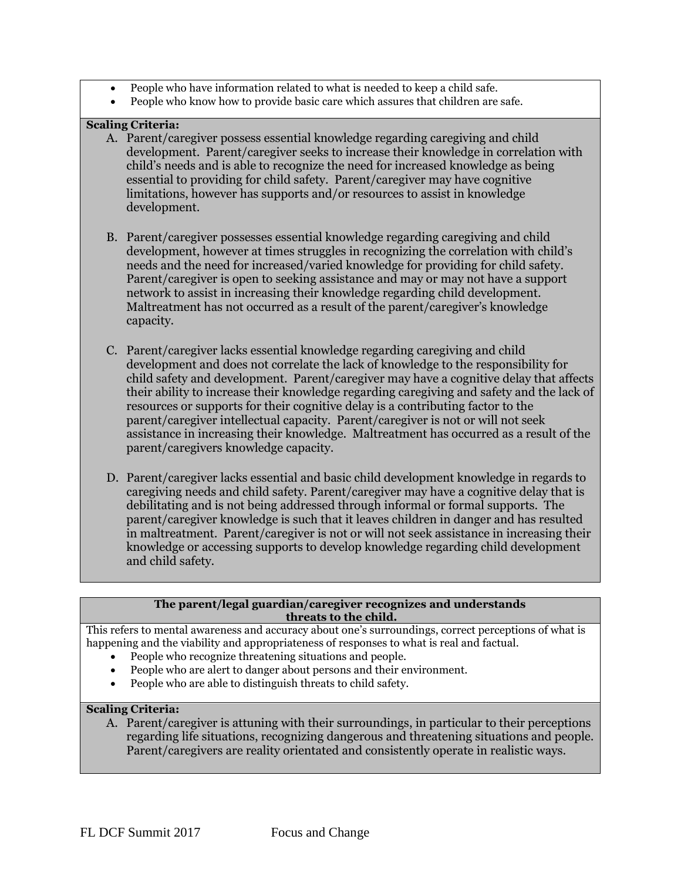- People who have information related to what is needed to keep a child safe.
- People who know how to provide basic care which assures that children are safe.

**Scaling Criteria:**

A. Parent/caregiver possess essential knowledge regarding caregiving and child development. Parent/caregiver seeks to increase their knowledge in correlation with child's needs and is able to recognize the need for increased knowledge as being essential to providing for child safety. Parent/caregiver may have cognitive limitations, however has supports and/or resources to assist in knowledge development.

B. Parent/caregiver possesses essential knowledge regarding caregiving and child development, however at times struggles in recognizing the correlation with child's needs and the need for increased/varied knowledge for providing for child safety. Parent/caregiver is open to seeking assistance and may or may not have a support network to assist in increasing their knowledge regarding child development. Maltreatment has not occurred as a result of the parent/caregiver's knowledge capacity.

C. Parent/caregiver lacks essential knowledge regarding caregiving and child development and does not correlate the lack of knowledge to the responsibility for child safety and development. Parent/caregiver may have a cognitive delay that affects their ability to increase their knowledge regarding caregiving and safety and the lack of resources or supports for their cognitive delay is a contributing factor to the parent/caregiver intellectual capacity. Parent/caregiver is not or will not seek assistance in increasing their knowledge. Maltreatment has occurred as a result of the parent/caregivers knowledge capacity.

D. Parent/caregiver lacks essential and basic child development knowledge in regards to caregiving needs and child safety. Parent/caregiver may have a cognitive delay that is debilitating and is not being addressed through informal or formal supports. The parent/caregiver knowledge is such that it leaves children in danger and has resulted in maltreatment. Parent/caregiver is not or will not seek assistance in increasing their knowledge or accessing supports to develop knowledge regarding child development and child safety.

**The parent/legal guardian/caregiver recognizes and understands threats to the child.**

This refers to mental awareness and accuracy about one's surroundings, correct perceptions of what is happening and the viability and appropriateness of responses to what is real and factual.

- People who recognize threatening situations and people.
- People who are alert to danger about persons and their environment.
- People who are able to distinguish threats to child safety.

**Scaling Criteria:**

A. Parent/caregiver is attuning with their surroundings, in particular to their perceptions regarding life situations, recognizing dangerous and threatening situations and people. Parent/caregivers are reality orientated and consistently operate in realistic ways.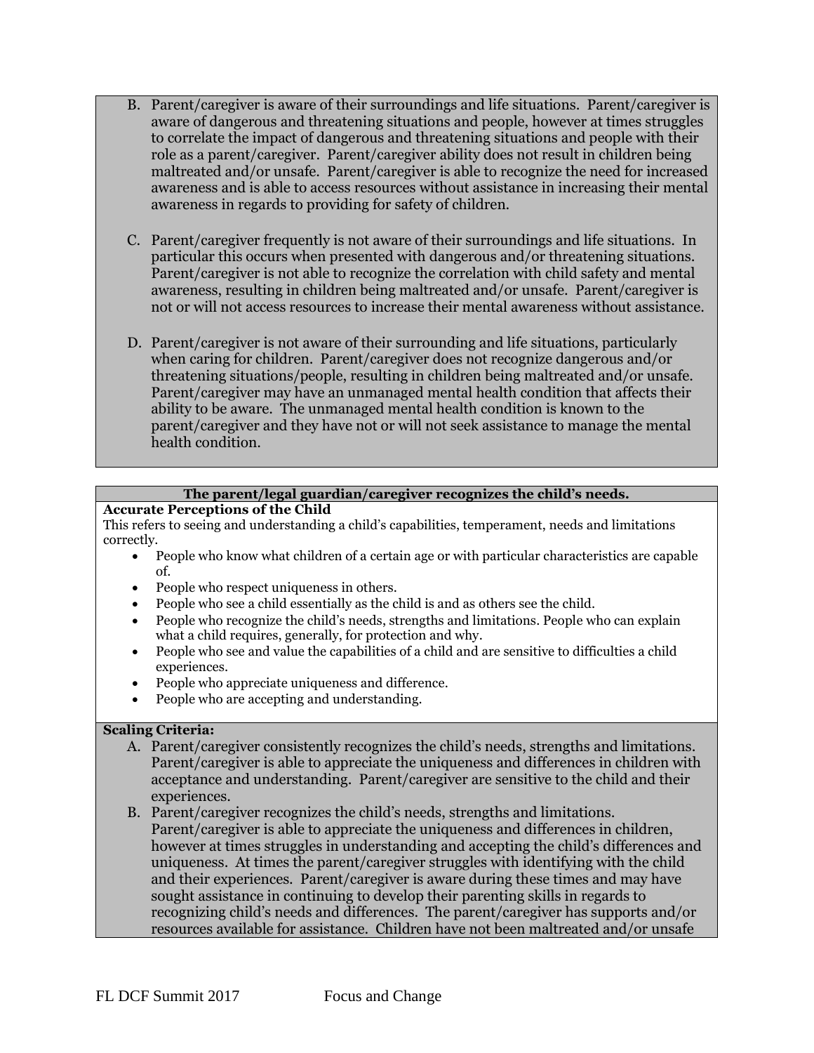B. Parent/caregiver is aware of their surroundings and life situations. Parent/caregiver is aware of dangerous and threatening situations and people, however at times struggles to correlate the impact of dangerous and threatening situations and people with their role as a parent/caregiver. Parent/caregiver ability does not result in children being maltreated and/or unsafe. Parent/caregiver is able to recognize the need for increased awareness and is able to access resources without assistance in increasing their mental awareness in regards to providing for safety of children.

C. Parent/caregiver frequently is not aware of their surroundings and life situations. In particular this occurs when presented with dangerous and/or threatening situations. Parent/caregiver is not able to recognize the correlation with child safety and mental awareness, resulting in children being maltreated and/or unsafe. Parent/caregiver is not or will not access resources to increase their mental awareness without assistance.

D. Parent/caregiver is not aware of their surrounding and life situations, particularly when caring for children. Parent/caregiver does not recognize dangerous and/or threatening situations/people, resulting in children being maltreated and/or unsafe. Parent/caregiver may have an unmanaged mental health condition that affects their ability to be aware. The unmanaged mental health condition is known to the parent/caregiver and they have not or will not seek assistance to manage the mental health condition.

**The parent/legal guardian/caregiver recognizes the child's needs.**

**Accurate Perceptions of the Child**

This refers to seeing and understanding a child's capabilities, temperament, needs and limitations correctly.

- People who know what children of a certain age or with particular characteristics are capable of.
- People who respect uniqueness in others.
- People who see a child essentially as the child is and as others see the child.
- People who recognize the child's needs, strengths and limitations. People who can explain what a child requires, generally, for protection and why.
- People who see and value the capabilities of a child and are sensitive to difficulties a child experiences.
- People who appreciate uniqueness and difference.
- People who are accepting and understanding.

**Scaling Criteria:**

A. Parent/caregiver consistently recognizes the child's needs, strengths and limitations. Parent/caregiver is able to appreciate the uniqueness and differences in children with acceptance and understanding. Parent/caregiver are sensitive to the child and their experiences.

B. Parent/caregiver recognizes the child's needs, strengths and limitations. Parent/caregiver is able to appreciate the uniqueness and differences in children, however at times struggles in understanding and accepting the child's differences and uniqueness. At times the parent/caregiver struggles with identifying with the child and their experiences. Parent/caregiver is aware during these times and may have sought assistance in continuing to develop their parenting skills in regards to recognizing child's needs and differences. The parent/caregiver has supports and/or resources available for assistance. Children have not been maltreated and/or unsafe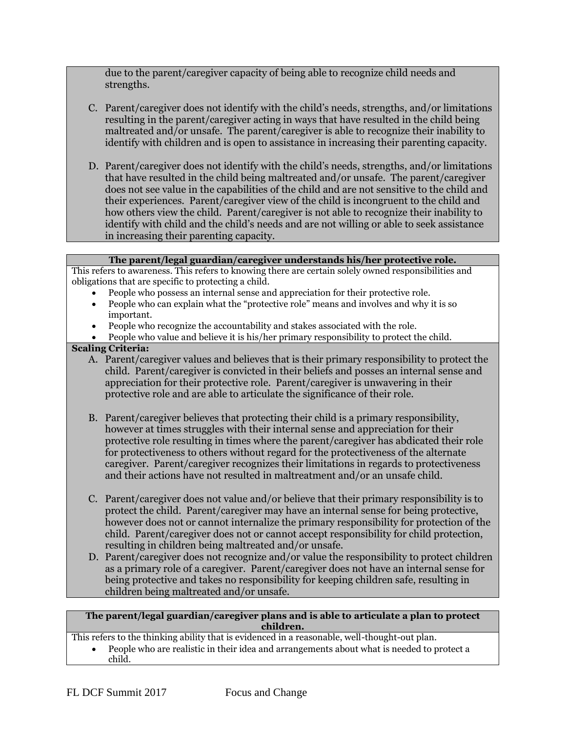due to the parent/caregiver capacity of being able to recognize child needs and strengths.

C. Parent/caregiver does not identify with the child's needs, strengths, and/or limitations resulting in the parent/caregiver acting in ways that have resulted in the child being maltreated and/or unsafe. The parent/caregiver is able to recognize their inability to identify with children and is open to assistance in increasing their parenting capacity.

D. Parent/caregiver does not identify with the child's needs, strengths, and/or limitations that have resulted in the child being maltreated and/or unsafe. The parent/caregiver does not see value in the capabilities of the child and are not sensitive to the child and their experiences. Parent/caregiver view of the child is incongruent to the child and how others view the child. Parent/caregiver is not able to recognize their inability to identify with child and the child's needs and are not willing or able to seek assistance in increasing their parenting capacity.

**The parent/legal guardian/caregiver understands his/her protective role.**

This refers to awareness. This refers to knowing there are certain solely owned responsibilities and obligations that are specific to protecting a child.

- People who possess an internal sense and appreciation for their protective role.
- People who can explain what the "protective role" means and involves and why it is so important.
- People who recognize the accountability and stakes associated with the role.
- People who value and believe it is his/her primary responsibility to protect the child.

**Scaling Criteria:**

A. Parent/caregiver values and believes that is their primary responsibility to protect the child. Parent/caregiver is convicted in their beliefs and posses an internal sense and appreciation for their protective role. Parent/caregiver is unwavering in their protective role and are able to articulate the significance of their role.

B. Parent/caregiver believes that protecting their child is a primary responsibility, however at times struggles with their internal sense and appreciation for their protective role resulting in times where the parent/caregiver has abdicated their role for protectiveness to others without regard for the protectiveness of the alternate caregiver. Parent/caregiver recognizes their limitations in regards to protectiveness and their actions have not resulted in maltreatment and/or an unsafe child.

C. Parent/caregiver does not value and/or believe that their primary responsibility is to protect the child. Parent/caregiver may have an internal sense for being protective, however does not or cannot internalize the primary responsibility for protection of the child. Parent/caregiver does not or cannot accept responsibility for child protection, resulting in children being maltreated and/or unsafe.

D. Parent/caregiver does not recognize and/or value the responsibility to protect children as a primary role of a caregiver. Parent/caregiver does not have an internal sense for being protective and takes no responsibility for keeping children safe, resulting in children being maltreated and/or unsafe.

**The parent/legal guardian/caregiver plans and is able to articulate a plan to protect children.**

This refers to the thinking ability that is evidenced in a reasonable, well-thought-out plan.

- People who are realistic in their idea and arrangements about what is needed to protect a child.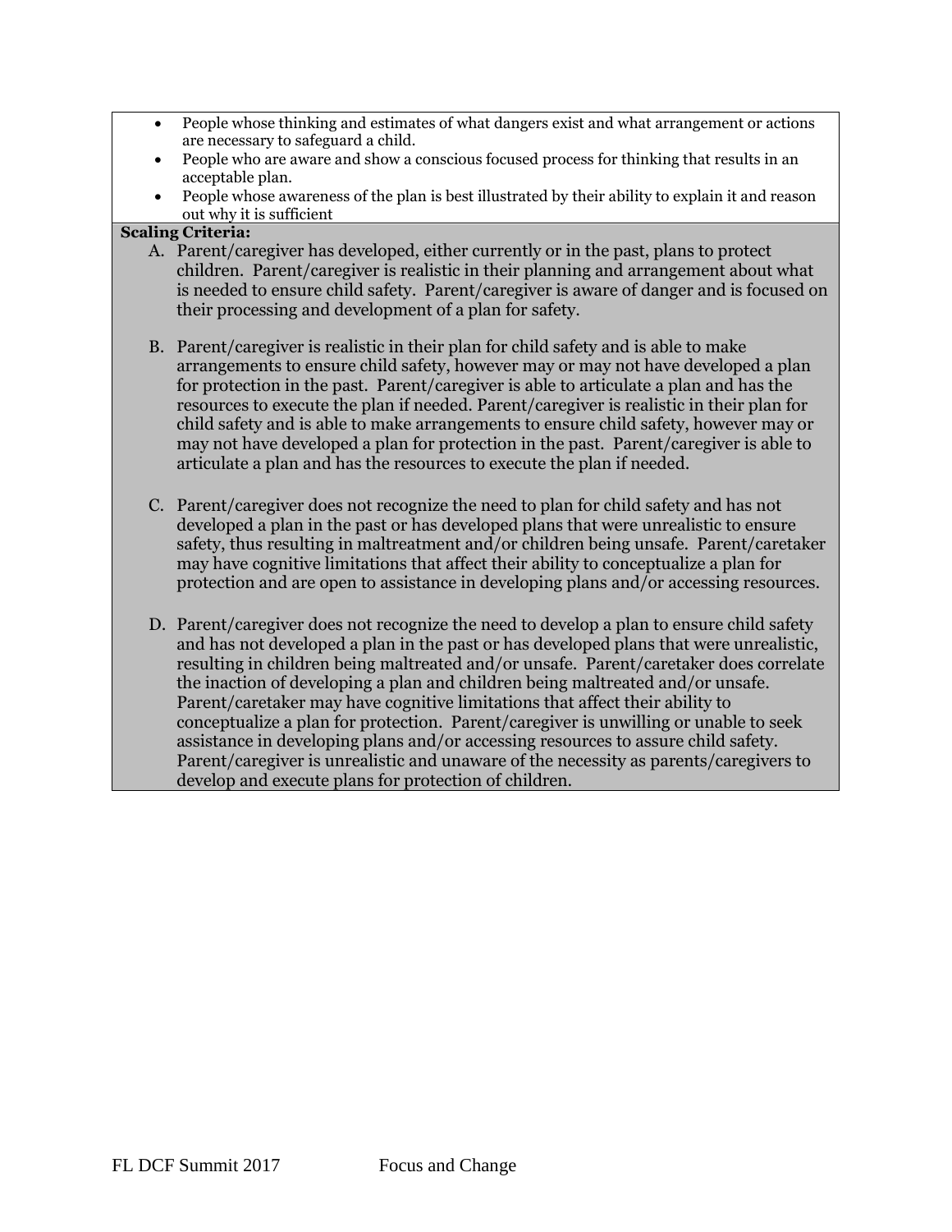- People whose thinking and estimates of what dangers exist and what arrangement or actions are necessary to safeguard a child.
- People who are aware and show a conscious focused process for thinking that results in an acceptable plan.
- People whose awareness of the plan is best illustrated by their ability to explain it and reason out why it is sufficient

**Scaling Criteria:**

A. Parent/caregiver has developed, either currently or in the past, plans to protect children. Parent/caregiver is realistic in their planning and arrangement about what is needed to ensure child safety. Parent/caregiver is aware of danger and is focused on their processing and development of a plan for safety.

B. Parent/caregiver is realistic in their plan for child safety and is able to make arrangements to ensure child safety, however may or may not have developed a plan for protection in the past. Parent/caregiver is able to articulate a plan and has the resources to execute the plan if needed. Parent/caregiver is realistic in their plan for child safety and is able to make arrangements to ensure child safety, however may or may not have developed a plan for protection in the past. Parent/caregiver is able to articulate a plan and has the resources to execute the plan if needed.

C. Parent/caregiver does not recognize the need to plan for child safety and has not developed a plan in the past or has developed plans that were unrealistic to ensure safety, thus resulting in maltreatment and/or children being unsafe. Parent/caretaker may have cognitive limitations that affect their ability to conceptualize a plan for protection and are open to assistance in developing plans and/or accessing resources.

D. Parent/caregiver does not recognize the need to develop a plan to ensure child safety and has not developed a plan in the past or has developed plans that were unrealistic, resulting in children being maltreated and/or unsafe. Parent/caretaker does correlate the inaction of developing a plan and children being maltreated and/or unsafe. Parent/caretaker may have cognitive limitations that affect their ability to conceptualize a plan for protection. Parent/caregiver is unwilling or unable to seek assistance in developing plans and/or accessing resources to assure child safety. Parent/caregiver is unrealistic and unaware of the necessity as parents/caregivers to develop and execute plans for protection of children.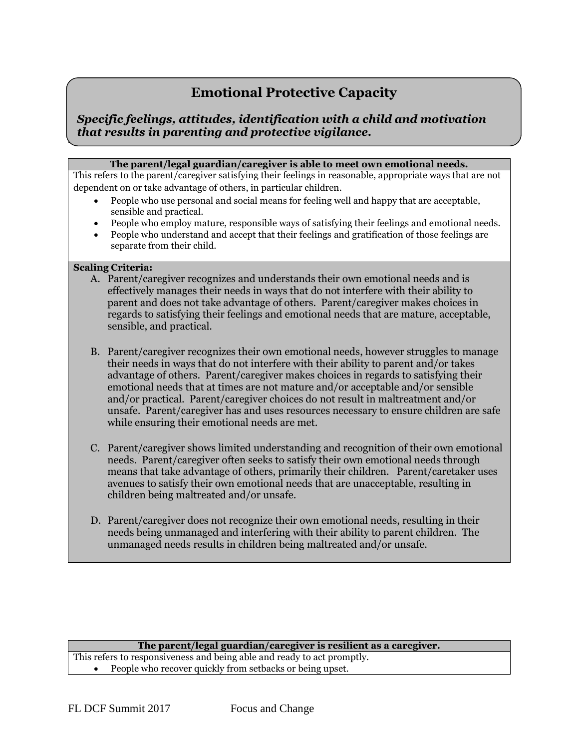## Emotional Protective Capacity

***Specific feelings, attitudes, identification with a child and motivation that results in parenting and protective vigilance.***

**The parent/legal guardian/caregiver is able to meet own emotional needs.**

This refers to the parent/caregiver satisfying their feelings in reasonable, appropriate ways that are not dependent on or take advantage of others, in particular children.

- People who use personal and social means for feeling well and happy that are acceptable, sensible and practical.
- People who employ mature, responsible ways of satisfying their feelings and emotional needs.
- People who understand and accept that their feelings and gratification of those feelings are separate from their child.

**Scaling Criteria:**

A. Parent/caregiver recognizes and understands their own emotional needs and is effectively manages their needs in ways that do not interfere with their ability to parent and does not take advantage of others. Parent/caregiver makes choices in regards to satisfying their feelings and emotional needs that are mature, acceptable, sensible, and practical.

B. Parent/caregiver recognizes their own emotional needs, however struggles to manage their needs in ways that do not interfere with their ability to parent and/or takes advantage of others. Parent/caregiver makes choices in regards to satisfying their emotional needs that at times are not mature and/or acceptable and/or sensible and/or practical. Parent/caregiver choices do not result in maltreatment and/or unsafe. Parent/caregiver has and uses resources necessary to ensure children are safe while ensuring their emotional needs are met.

C. Parent/caregiver shows limited understanding and recognition of their own emotional needs. Parent/caregiver often seeks to satisfy their own emotional needs through means that take advantage of others, primarily their children. Parent/caretaker uses avenues to satisfy their own emotional needs that are unacceptable, resulting in children being maltreated and/or unsafe.

D. Parent/caregiver does not recognize their own emotional needs, resulting in their needs being unmanaged and interfering with their ability to parent children. The unmanaged needs results in children being maltreated and/or unsafe.

**The parent/legal guardian/caregiver is resilient as a caregiver.**

This refers to responsiveness and being able and ready to act promptly.

- People who recover quickly from setbacks or being upset.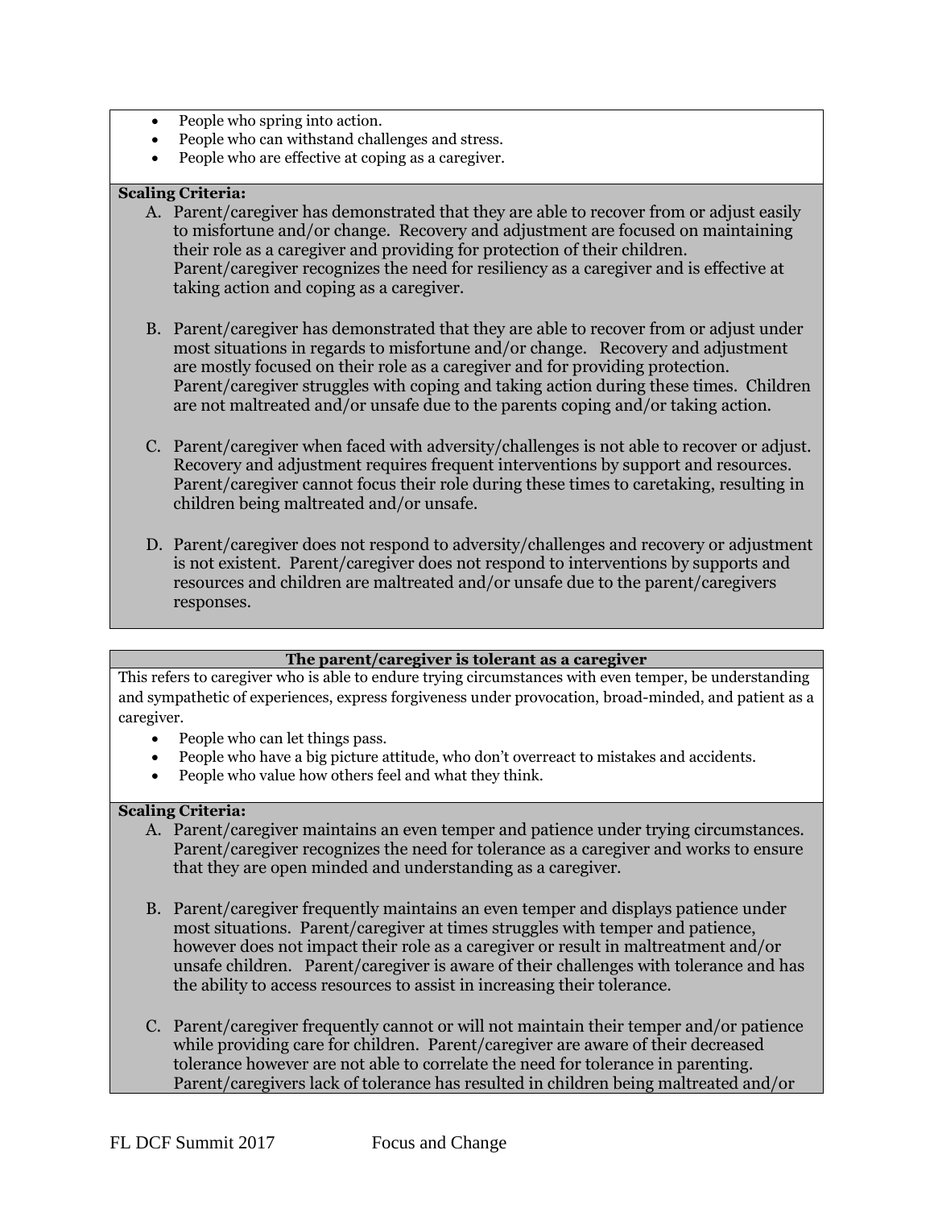- People who spring into action.
- People who can withstand challenges and stress.
- People who are effective at coping as a caregiver.

**Scaling Criteria:**

A. Parent/caregiver has demonstrated that they are able to recover from or adjust easily to misfortune and/or change. Recovery and adjustment are focused on maintaining their role as a caregiver and providing for protection of their children. Parent/caregiver recognizes the need for resiliency as a caregiver and is effective at taking action and coping as a caregiver.

B. Parent/caregiver has demonstrated that they are able to recover from or adjust under most situations in regards to misfortune and/or change. Recovery and adjustment are mostly focused on their role as a caregiver and for providing protection. Parent/caregiver struggles with coping and taking action during these times. Children are not maltreated and/or unsafe due to the parents coping and/or taking action.

C. Parent/caregiver when faced with adversity/challenges is not able to recover or adjust. Recovery and adjustment requires frequent interventions by support and resources. Parent/caregiver cannot focus their role during these times to caretaking, resulting in children being maltreated and/or unsafe.

D. Parent/caregiver does not respond to adversity/challenges and recovery or adjustment is not existent. Parent/caregiver does not respond to interventions by supports and resources and children are maltreated and/or unsafe due to the parent/caregivers responses.

**The parent/caregiver is tolerant as a caregiver**

This refers to caregiver who is able to endure trying circumstances with even temper, be understanding and sympathetic of experiences, express forgiveness under provocation, broad-minded, and patient as a caregiver.

- People who can let things pass.
- People who have a big picture attitude, who don't overreact to mistakes and accidents.
- People who value how others feel and what they think.

**Scaling Criteria:**

A. Parent/caregiver maintains an even temper and patience under trying circumstances. Parent/caregiver recognizes the need for tolerance as a caregiver and works to ensure that they are open minded and understanding as a caregiver.

B. Parent/caregiver frequently maintains an even temper and displays patience under most situations. Parent/caregiver at times struggles with temper and patience, however does not impact their role as a caregiver or result in maltreatment and/or unsafe children. Parent/caregiver is aware of their challenges with tolerance and has the ability to access resources to assist in increasing their tolerance.

C. Parent/caregiver frequently cannot or will not maintain their temper and/or patience while providing care for children. Parent/caregiver are aware of their decreased tolerance however are not able to correlate the need for tolerance in parenting. Parent/caregivers lack of tolerance has resulted in children being maltreated and/or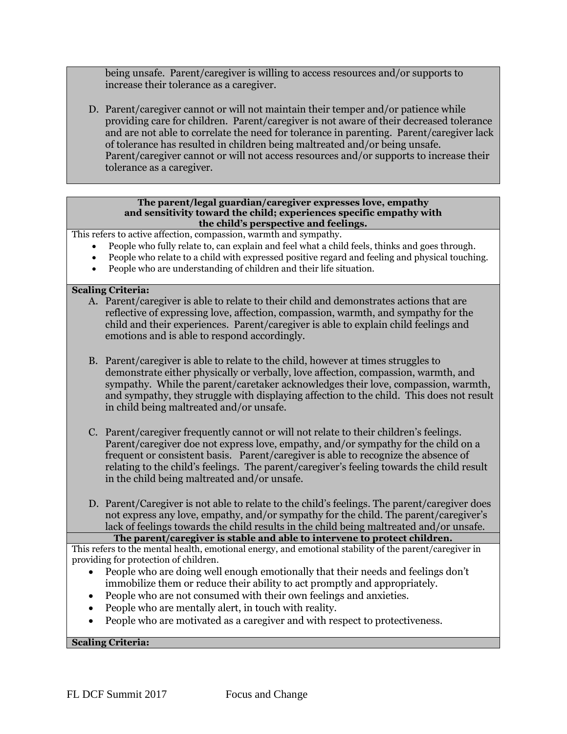being unsafe. Parent/caregiver is willing to access resources and/or supports to increase their tolerance as a caregiver.

D. Parent/caregiver cannot or will not maintain their temper and/or patience while providing care for children. Parent/caregiver is not aware of their decreased tolerance and are not able to correlate the need for tolerance in parenting. Parent/caregiver lack of tolerance has resulted in children being maltreated and/or being unsafe. Parent/caregiver cannot or will not access resources and/or supports to increase their tolerance as a caregiver.

**The parent/legal guardian/caregiver expresses love, empathy and sensitivity toward the child; experiences specific empathy with the child's perspective and feelings.**

This refers to active affection, compassion, warmth and sympathy.

- People who fully relate to, can explain and feel what a child feels, thinks and goes through.
- People who relate to a child with expressed positive regard and feeling and physical touching.
- People who are understanding of children and their life situation.

**Scaling Criteria:**

A. Parent/caregiver is able to relate to their child and demonstrates actions that are reflective of expressing love, affection, compassion, warmth, and sympathy for the child and their experiences. Parent/caregiver is able to explain child feelings and emotions and is able to respond accordingly.

B. Parent/caregiver is able to relate to the child, however at times struggles to demonstrate either physically or verbally, love affection, compassion, warmth, and sympathy. While the parent/caretaker acknowledges their love, compassion, warmth, and sympathy, they struggle with displaying affection to the child. This does not result in child being maltreated and/or unsafe.

C. Parent/caregiver frequently cannot or will not relate to their children's feelings. Parent/caregiver doe not express love, empathy, and/or sympathy for the child on a frequent or consistent basis. Parent/caregiver is able to recognize the absence of relating to the child's feelings. The parent/caregiver's feeling towards the child result in the child being maltreated and/or unsafe.

D. Parent/Caregiver is not able to relate to the child's feelings. The parent/caregiver does not express any love, empathy, and/or sympathy for the child. The parent/caregiver's lack of feelings towards the child results in the child being maltreated and/or unsafe.

**The parent/caregiver is stable and able to intervene to protect children.**

This refers to the mental health, emotional energy, and emotional stability of the parent/caregiver in providing for protection of children.

- People who are doing well enough emotionally that their needs and feelings don't immobilize them or reduce their ability to act promptly and appropriately.
- People who are not consumed with their own feelings and anxieties.
- People who are mentally alert, in touch with reality.
- People who are motivated as a caregiver and with respect to protectiveness.

**Scaling Criteria:**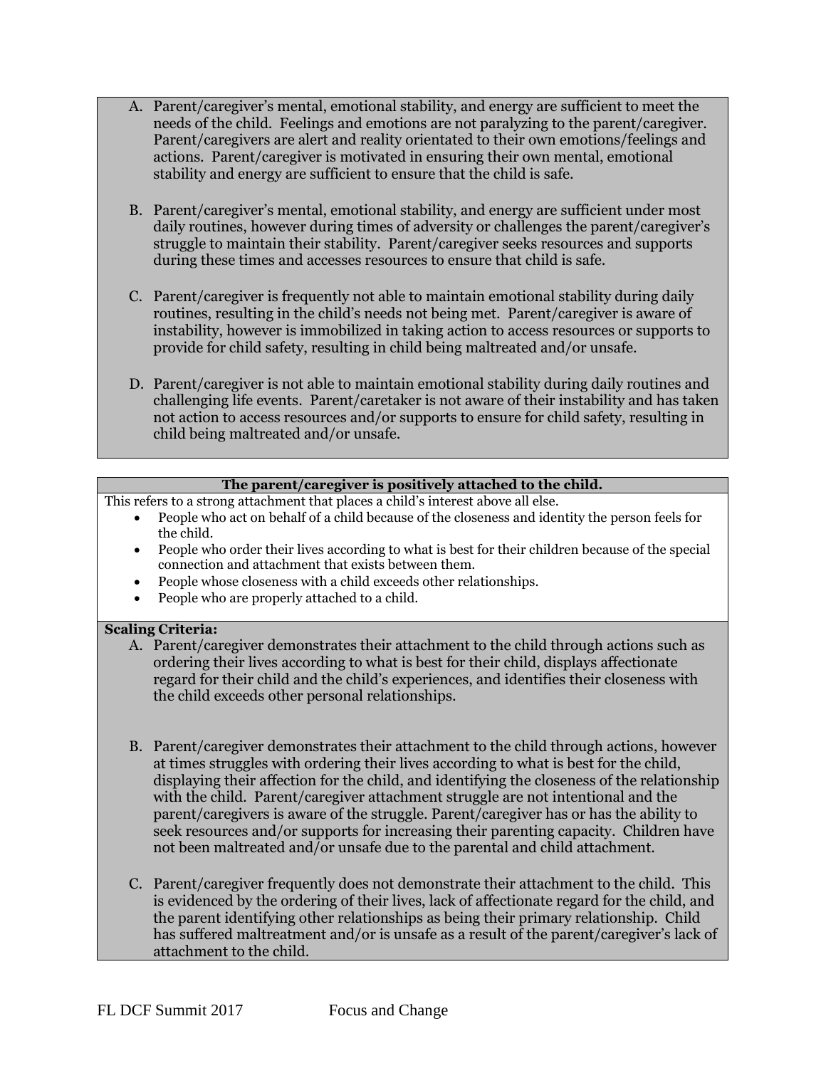A. Parent/caregiver's mental, emotional stability, and energy are sufficient to meet the needs of the child. Feelings and emotions are not paralyzing to the parent/caregiver. Parent/caregivers are alert and reality orientated to their own emotions/feelings and actions. Parent/caregiver is motivated in ensuring their own mental, emotional stability and energy are sufficient to ensure that the child is safe.

B. Parent/caregiver's mental, emotional stability, and energy are sufficient under most daily routines, however during times of adversity or challenges the parent/caregiver's struggle to maintain their stability. Parent/caregiver seeks resources and supports during these times and accesses resources to ensure that child is safe.

C. Parent/caregiver is frequently not able to maintain emotional stability during daily routines, resulting in the child's needs not being met. Parent/caregiver is aware of instability, however is immobilized in taking action to access resources or supports to provide for child safety, resulting in child being maltreated and/or unsafe.

D. Parent/caregiver is not able to maintain emotional stability during daily routines and challenging life events. Parent/caretaker is not aware of their instability and has taken not action to access resources and/or supports to ensure for child safety, resulting in child being maltreated and/or unsafe.

**The parent/caregiver is positively attached to the child.**

This refers to a strong attachment that places a child's interest above all else.

- People who act on behalf of a child because of the closeness and identity the person feels for the child.
- People who order their lives according to what is best for their children because of the special connection and attachment that exists between them.
- People whose closeness with a child exceeds other relationships.
- People who are properly attached to a child.

**Scaling Criteria:**

A. Parent/caregiver demonstrates their attachment to the child through actions such as ordering their lives according to what is best for their child, displays affectionate regard for their child and the child's experiences, and identifies their closeness with the child exceeds other personal relationships.

B. Parent/caregiver demonstrates their attachment to the child through actions, however at times struggles with ordering their lives according to what is best for the child, displaying their affection for the child, and identifying the closeness of the relationship with the child. Parent/caregiver attachment struggle are not intentional and the parent/caregivers is aware of the struggle. Parent/caregiver has or has the ability to seek resources and/or supports for increasing their parenting capacity. Children have not been maltreated and/or unsafe due to the parental and child attachment.

C. Parent/caregiver frequently does not demonstrate their attachment to the child. This is evidenced by the ordering of their lives, lack of affectionate regard for the child, and the parent identifying other relationships as being their primary relationship. Child has suffered maltreatment and/or is unsafe as a result of the parent/caregiver's lack of attachment to the child.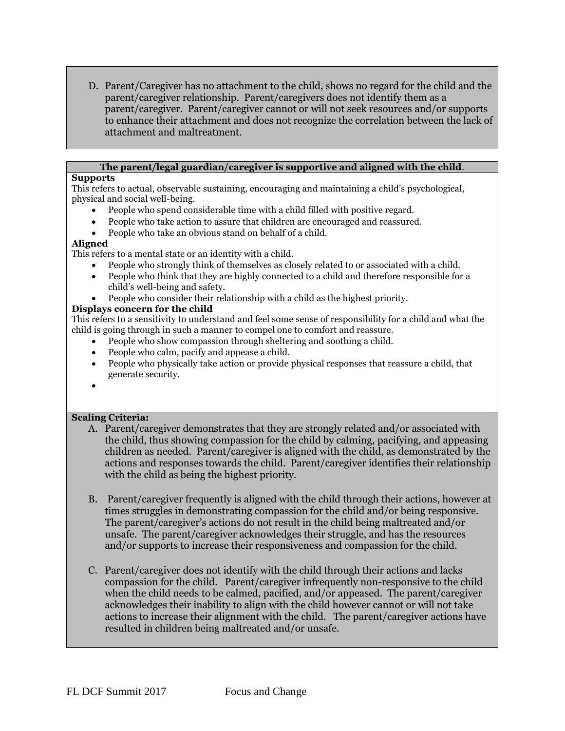D. Parent/Caregiver has no attachment to the child, shows no regard for the child and the parent/caregiver relationship. Parent/caregivers does not identify them as a parent/caregiver. Parent/caregiver cannot or will not seek resources and/or supports to enhance their attachment and does not recognize the correlation between the lack of attachment and maltreatment.

**The parent/legal guardian/caregiver is supportive and aligned with the child.**

**Supports**

This refers to actual, observable sustaining, encouraging and maintaining a child's psychological, physical and social well-being.

- People who spend considerable time with a child filled with positive regard.
- People who take action to assure that children are encouraged and reassured.
- People who take an obvious stand on behalf of a child.

**Aligned**

This refers to a mental state or an identity with a child.

- People who strongly think of themselves as closely related to or associated with a child.
- People who think that they are highly connected to a child and therefore responsible for a child's well-being and safety.
- People who consider their relationship with a child as the highest priority.

**Displays concern for the child**

This refers to a sensitivity to understand and feel some sense of responsibility for a child and what the child is going through in such a manner to compel one to comfort and reassure.

- People who show compassion through sheltering and soothing a child.
- People who calm, pacify and appease a child.
- People who physically take action or provide physical responses that reassure a child, that generate security.

**Scaling Criteria:**

A. Parent/caregiver demonstrates that they are strongly related and/or associated with the child, thus showing compassion for the child by calming, pacifying, and appeasing children as needed. Parent/caregiver is aligned with the child, as demonstrated by the actions and responses towards the child. Parent/caregiver identifies their relationship with the child as being the highest priority.

B. Parent/caregiver frequently is aligned with the child through their actions, however at times struggles in demonstrating compassion for the child and/or being responsive. The parent/caregiver's actions do not result in the child being maltreated and/or unsafe. The parent/caregiver acknowledges their struggle, and has the resources and/or supports to increase their responsiveness and compassion for the child.

C. Parent/caregiver does not identify with the child through their actions and lacks compassion for the child. Parent/caregiver infrequently non-responsive to the child when the child needs to be calmed, pacified, and/or appeased. The parent/caregiver acknowledges their inability to align with the child however cannot or will not take actions to increase their alignment with the child. The parent/caregiver actions have resulted in children being maltreated and/or unsafe.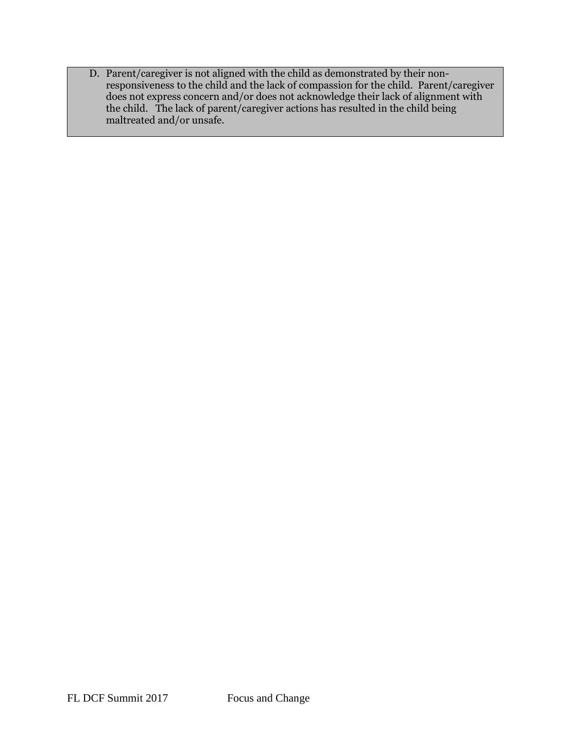D. Parent/caregiver is not aligned with the child as demonstrated by their non-responsiveness to the child and the lack of compassion for the child. Parent/caregiver does not express concern and/or does not acknowledge their lack of alignment with the child. The lack of parent/caregiver actions has resulted in the child being maltreated and/or unsafe.